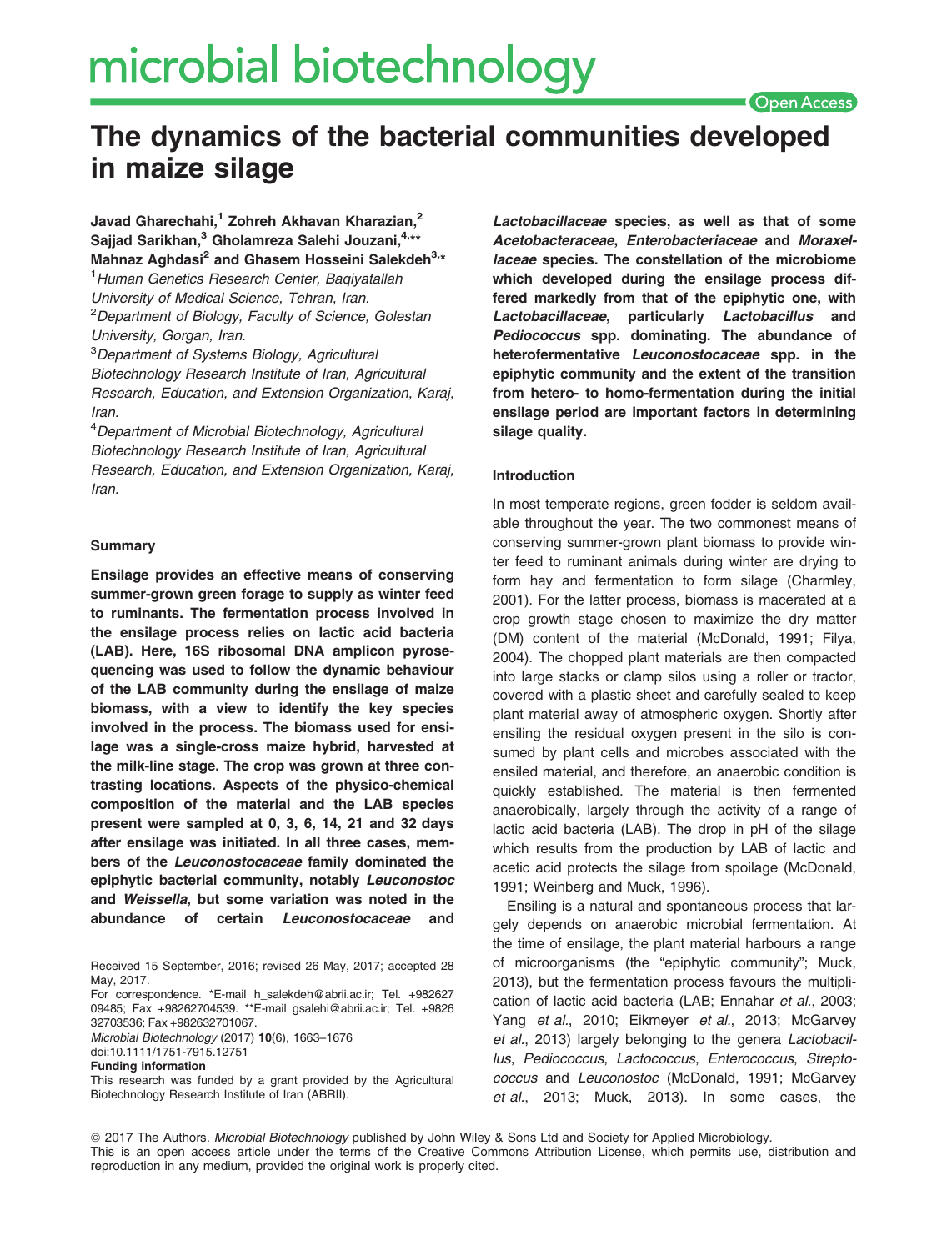# The dynamics of the bacterial communities developed in maize silage

**Javad Gharechahi,[1] Zohreh Akhavan Kharazian,[2] Sajjad Sarikhan,[3] Gholamreza Salehi Jouzani,[4,]** **Mahnaz Aghdasi[2] and Ghasem Hosseini Salekdeh[3,*]**

[1]Human Genetics Research Center, Baqiyatallah University of Medical Science, Tehran, Iran.

[2]Department of Biology, Faculty of Science, Golestan University, Gorgan, Iran.

[3]Department of Systems Biology, Agricultural Biotechnology Research Institute of Iran, Agricultural Research, Education, and Extension Organization, Karaj, Iran.

[4]Department of Microbial Biotechnology, Agricultural Biotechnology Research Institute of Iran, Agricultural Research, Education, and Extension Organization, Karaj, Iran.

## Summary

**Ensilage provides an effective means of conserving summer-grown green forage to supply as winter feed to ruminants. The fermentation process involved in the ensilage process relies on lactic acid bacteria (LAB). Here, 16S ribosomal DNA amplicon pyrosequencing was used to follow the dynamic behaviour of the LAB community during the ensilage of maize biomass, with a view to identify the key species involved in the process. The biomass used for ensilage was a single-cross maize hybrid, harvested at the milk-line stage. The crop was grown at three contrasting locations. Aspects of the physico-chemical composition of the material and the LAB species present were sampled at 0, 3, 6, 14, 21 and 32 days after ensilage was initiated. In all three cases, members of the *Leuconostocaceae* family dominated the epiphytic bacterial community, notably *Leuconostoc* and *Weissella*, but some variation was noted in the abundance of certain *Leuconostocaceae* and *Lactobacillaceae* species, as well as that of some *Acetobacteraceae*, *Enterobacteriaceae* and *Moraxellaceae* species. The constellation of the microbiome which developed during the ensilage process differed markedly from that of the epiphytic one, with *Lactobacillaceae*, particularly *Lactobacillus* and *Pediococcus* spp. dominating. The abundance of heterofermentative *Leuconostocaceae* spp. in the epiphytic community and the extent of the transition from hetero- to homo-fermentation during the initial ensilage period are important factors in determining silage quality.**

Received 15 September, 2016; revised 26 May, 2017; accepted 28 May, 2017.

For correspondence. *E-mail h_salekdeh@abrii.ac.ir; Tel. +982627 09485; Fax +98262704539. **E-mail gsalehi@abrii.ac.ir; Tel. +9826 32703536; Fax +982632701067.

*Microbial Biotechnology* (2017) **10**(6), 1663–1676

doi:10.1111/1751-7915.12751

**Funding information**

This research was funded by a grant provided by the Agricultural Biotechnology Research Institute of Iran (ABRII).

## Introduction

In most temperate regions, green fodder is seldom available throughout the year. The two commonest means of conserving summer-grown plant biomass to provide winter feed to ruminant animals during winter are drying to form hay and fermentation to form silage (Charmley, 2001). For the latter process, biomass is macerated at a crop growth stage chosen to maximize the dry matter (DM) content of the material (McDonald, 1991; Filya, 2004). The chopped plant materials are then compacted into large stacks or clamp silos using a roller or tractor, covered with a plastic sheet and carefully sealed to keep plant material away of atmospheric oxygen. Shortly after ensiling the residual oxygen present in the silo is consumed by plant cells and microbes associated with the ensiled material, and therefore, an anaerobic condition is quickly established. The material is then fermented anaerobically, largely through the activity of a range of lactic acid bacteria (LAB). The drop in pH of the silage which results from the production by LAB of lactic and acetic acid protects the silage from spoilage (McDonald, 1991; Weinberg and Muck, 1996).

Ensiling is a natural and spontaneous process that largely depends on anaerobic microbial fermentation. At the time of ensilage, the plant material harbours a range of microorganisms (the "epiphytic community"; Muck, 2013), but the fermentation process favours the multiplication of lactic acid bacteria (LAB; Ennahar *et al*., 2003; Yang *et al*., 2010; Eikmeyer *et al*., 2013; McGarvey *et al*., 2013) largely belonging to the genera *Lactobacillus*, *Pediococcus*, *Lactococcus*, *Enterococcus*, *Streptococcus* and *Leuconostoc* (McDonald, 1991; McGarvey *et al*., 2013; Muck, 2013). In some cases, the

© 2017 The Authors. *Microbial Biotechnology* published by John Wiley & Sons Ltd and Society for Applied Microbiology.
This is an open access article under the terms of the Creative Commons Attribution License, which permits use, distribution and reproduction in any medium, provided the original work is properly cited.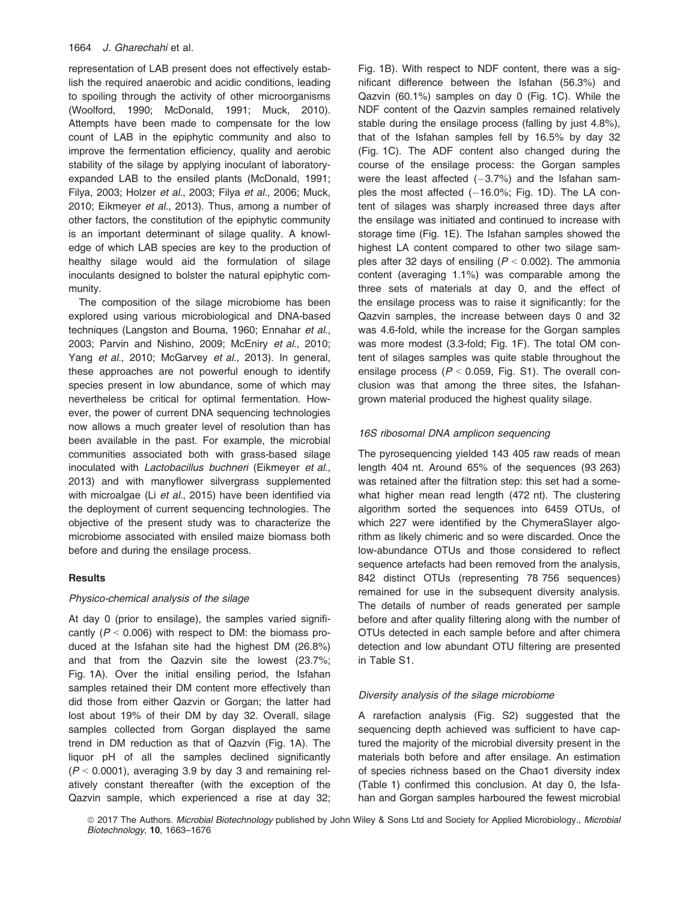representation of LAB present does not effectively establish the required anaerobic and acidic conditions, leading to spoiling through the activity of other microorganisms (Woolford, 1990; McDonald, 1991; Muck, 2010). Attempts have been made to compensate for the low count of LAB in the epiphytic community and also to improve the fermentation efficiency, quality and aerobic stability of the silage by applying inoculant of laboratory-expanded LAB to the ensiled plants (McDonald, 1991; Filya, 2003; Holzer *et al.*, 2003; Filya *et al.*, 2006; Muck, 2010; Eikmeyer *et al.*, 2013). Thus, among a number of other factors, the constitution of the epiphytic community is an important determinant of silage quality. A knowledge of which LAB species are key to the production of healthy silage would aid the formulation of silage inoculants designed to bolster the natural epiphytic community.

The composition of the silage microbiome has been explored using various microbiological and DNA-based techniques (Langston and Bouma, 1960; Ennahar *et al.*, 2003; Parvin and Nishino, 2009; McEniry *et al.*, 2010; Yang *et al.*, 2010; McGarvey *et al.*, 2013). In general, these approaches are not powerful enough to identify species present in low abundance, some of which may nevertheless be critical for optimal fermentation. However, the power of current DNA sequencing technologies now allows a much greater level of resolution than has been available in the past. For example, the microbial communities associated both with grass-based silage inoculated with *Lactobacillus buchneri* (Eikmeyer *et al.*, 2013) and with manyflower silvergrass supplemented with microalgae (Li *et al.*, 2015) have been identified via the deployment of current sequencing technologies. The objective of the present study was to characterize the microbiome associated with ensiled maize biomass both before and during the ensilage process.

## Results

### *Physico-chemical analysis of the silage*

At day 0 (prior to ensilage), the samples varied significantly ($P < 0.006$) with respect to DM: the biomass produced at the Isfahan site had the highest DM (26.8%) and that from the Qazvin site the lowest (23.7%; Fig. 1A). Over the initial ensiling period, the Isfahan samples retained their DM content more effectively than did those from either Qazvin or Gorgan; the latter had lost about 19% of their DM by day 32. Overall, silage samples collected from Gorgan displayed the same trend in DM reduction as that of Qazvin (Fig. 1A). The liquor pH of all the samples declined significantly ($P < 0.0001$), averaging 3.9 by day 3 and remaining relatively constant thereafter (with the exception of the Qazvin sample, which experienced a rise at day 32; Fig. 1B). With respect to NDF content, there was a significant difference between the Isfahan (56.3%) and Qazvin (60.1%) samples on day 0 (Fig. 1C). While the NDF content of the Qazvin samples remained relatively stable during the ensilage process (falling by just 4.8%), that of the Isfahan samples fell by 16.5% by day 32 (Fig. 1C). The ADF content also changed during the course of the ensilage process: the Gorgan samples were the least affected (−3.7%) and the Isfahan samples the most affected (−16.0%; Fig. 1D). The LA content of silages was sharply increased three days after the ensilage was initiated and continued to increase with storage time (Fig. 1E). The Isfahan samples showed the highest LA content compared to other two silage samples after 32 days of ensiling ($P < 0.002$). The ammonia content (averaging 1.1%) was comparable among the three sets of materials at day 0, and the effect of the ensilage process was to raise it significantly: for the Qazvin samples, the increase between days 0 and 32 was 4.6-fold, while the increase for the Gorgan samples was more modest (3.3-fold; Fig. 1F). The total OM content of silages samples was quite stable throughout the ensilage process ($P < 0.059$, Fig. S1). The overall conclusion was that among the three sites, the Isfahan-grown material produced the highest quality silage.

### *16S ribosomal DNA amplicon sequencing*

The pyrosequencing yielded 143 405 raw reads of mean length 404 nt. Around 65% of the sequences (93 263) was retained after the filtration step: this set had a somewhat higher mean read length (472 nt). The clustering algorithm sorted the sequences into 6459 OTUs, of which 227 were identified by the ChymeraSlayer algorithm as likely chimeric and so were discarded. Once the low-abundance OTUs and those considered to reflect sequence artefacts had been removed from the analysis, 842 distinct OTUs (representing 78 756 sequences) remained for use in the subsequent diversity analysis. The details of number of reads generated per sample before and after quality filtering along with the number of OTUs detected in each sample before and after chimera detection and low abundant OTU filtering are presented in Table S1.

### *Diversity analysis of the silage microbiome*

A rarefaction analysis (Fig. S2) suggested that the sequencing depth achieved was sufficient to have captured the majority of the microbial diversity present in the materials both before and after ensilage. An estimation of species richness based on the Chao1 diversity index (Table 1) confirmed this conclusion. At day 0, the Isfahan and Gorgan samples harboured the fewest microbial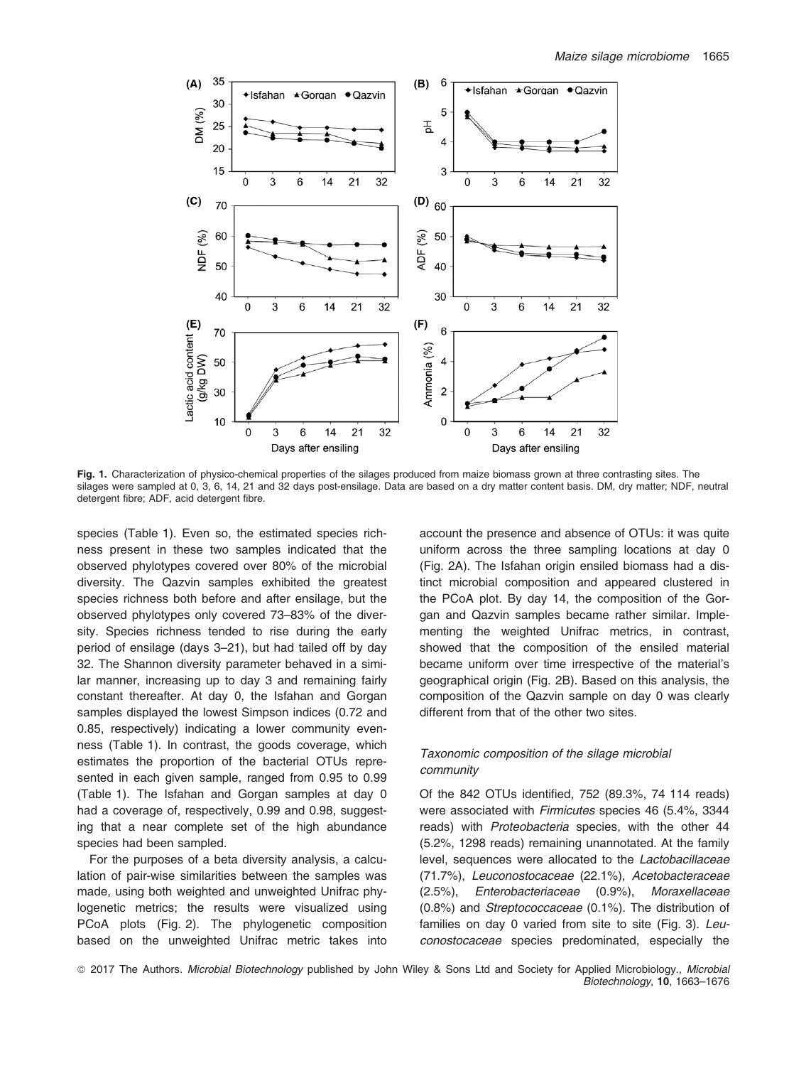Fig. 1. Characterization of physico-chemical properties of the silages produced from maize biomass grown at three contrasting sites. The silages were sampled at 0, 3, 6, 14, 21 and 32 days post-ensilage. Data are based on a dry matter content basis. DM, dry matter; NDF, neutral detergent fibre; ADF, acid detergent fibre.

species (Table 1). Even so, the estimated species richness present in these two samples indicated that the observed phylotypes covered over 80% of the microbial diversity. The Qazvin samples exhibited the greatest species richness both before and after ensilage, but the observed phylotypes only covered 73–83% of the diversity. Species richness tended to rise during the early period of ensilage (days 3–21), but had tailed off by day 32. The Shannon diversity parameter behaved in a similar manner, increasing up to day 3 and remaining fairly constant thereafter. At day 0, the Isfahan and Gorgan samples displayed the lowest Simpson indices (0.72 and 0.85, respectively) indicating a lower community evenness (Table 1). In contrast, the goods coverage, which estimates the proportion of the bacterial OTUs represented in each given sample, ranged from 0.95 to 0.99 (Table 1). The Isfahan and Gorgan samples at day 0 had a coverage of, respectively, 0.99 and 0.98, suggesting that a near complete set of the high abundance species had been sampled.

For the purposes of a beta diversity analysis, a calculation of pair-wise similarities between the samples was made, using both weighted and unweighted Unifrac phylogenetic metrics; the results were visualized using PCoA plots (Fig. 2). The phylogenetic composition based on the unweighted Unifrac metric takes into account the presence and absence of OTUs: it was quite uniform across the three sampling locations at day 0 (Fig. 2A). The Isfahan origin ensiled biomass had a distinct microbial composition and appeared clustered in the PCoA plot. By day 14, the composition of the Gorgan and Qazvin samples became rather similar. Implementing the weighted Unifrac metrics, in contrast, showed that the composition of the ensiled material became uniform over time irrespective of the material's geographical origin (Fig. 2B). Based on this analysis, the composition of the Qazvin sample on day 0 was clearly different from that of the other two sites.

### *Taxonomic composition of the silage microbial community*

Of the 842 OTUs identified, 752 (89.3%, 74 114 reads) were associated with *Firmicutes* species 46 (5.4%, 3344 reads) with *Proteobacteria* species, with the other 44 (5.2%, 1298 reads) remaining unannotated. At the family level, sequences were allocated to the *Lactobacillaceae* (71.7%), *Leuconostocaceae* (22.1%), *Acetobacteraceae* (2.5%), *Enterobacteriaceae* (0.9%), *Moraxellaceae* (0.8%) and *Streptococcaceae* (0.1%). The distribution of families on day 0 varied from site to site (Fig. 3). *Leuconostocaceae* species predominated, especially the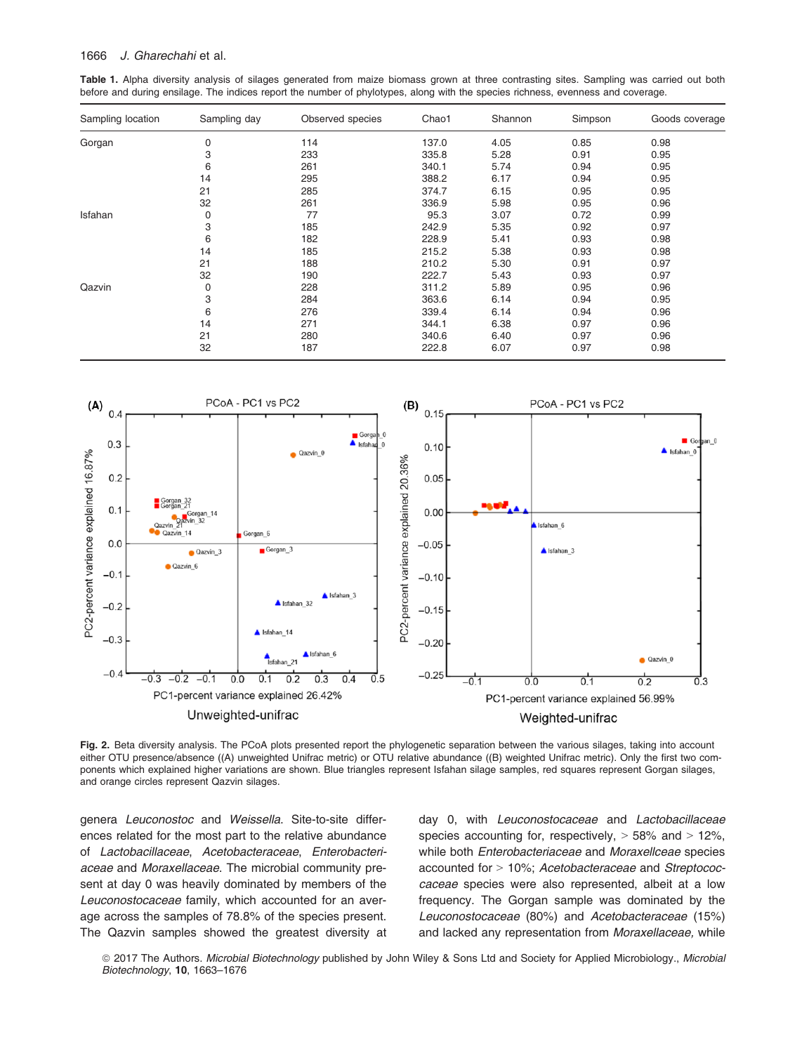**Table 1.** Alpha diversity analysis of silages generated from maize biomass grown at three contrasting sites. Sampling was carried out both before and during ensilage. The indices report the number of phylotypes, along with the species richness, evenness and coverage.

| Sampling location | Sampling day | Observed species | Chao1 | Shannon | Simpson | Goods coverage |
|---|---|---|---|---|---|---|
| Gorgan | 0 | 114 | 137.0 | 4.05 | 0.85 | 0.98 |
| | 3 | 233 | 335.8 | 5.28 | 0.91 | 0.95 |
| | 6 | 261 | 340.1 | 5.74 | 0.94 | 0.95 |
| | 14 | 295 | 388.2 | 6.17 | 0.95 | 0.95 |
| | 21 | 285 | 374.7 | 6.15 | 0.95 | 0.95 |
| | 32 | 261 | 336.9 | 5.98 | 0.95 | 0.96 |
| Isfahan | 0 | 77 | 95.3 | 3.07 | 0.72 | 0.99 |
| | 3 | 185 | 242.9 | 5.35 | 0.92 | 0.97 |
| | 6 | 182 | 228.9 | 5.41 | 0.93 | 0.98 |
| | 14 | 185 | 215.2 | 5.38 | 0.93 | 0.98 |
| | 21 | 188 | 210.2 | 5.30 | 0.91 | 0.97 |
| | 32 | 190 | 222.7 | 5.43 | 0.93 | 0.97 |
| Qazvin | 0 | 228 | 311.2 | 5.89 | 0.95 | 0.96 |
| | 3 | 284 | 363.6 | 6.14 | 0.94 | 0.95 |
| | 6 | 276 | 339.4 | 6.14 | 0.94 | 0.96 |
| | 14 | 271 | 344.1 | 6.38 | 0.97 | 0.96 |
| | 21 | 280 | 340.6 | 6.40 | 0.97 | 0.96 |
| | 32 | 187 | 222.8 | 6.07 | 0.97 | 0.98 |

**Fig. 2.** Beta diversity analysis. The PCoA plots presented report the phylogenetic separation between the various silages, taking into account either OTU presence/absence ((A) unweighted Unifrac metric) or OTU relative abundance ((B) weighted Unifrac metric). Only the first two components which explained higher variations are shown. Blue triangles represent Isfahan silage samples, red squares represent Gorgan silages, and orange circles represent Qazvin silages.

genera *Leuconostoc* and *Weissella*. Site-to-site differences related for the most part to the relative abundance of *Lactobacillaceae*, *Acetobacteraceae*, *Enterobacteriaceae* and *Moraxellaceae*. The microbial community present at day 0 was heavily dominated by members of the *Leuconostocaceae* family, which accounted for an average across the samples of 78.8% of the species present. The Qazvin samples showed the greatest diversity at day 0, with *Leuconostocaceae* and *Lactobacillaceae* species accounting for, respectively, > 58% and > 12%, while both *Enterobacteriaceae* and *Moraxellceae* species accounted for > 10%; *Acetobacteraceae* and *Streptococcaceae* species were also represented, albeit at a low frequency. The Gorgan sample was dominated by the *Leuconostocaceae* (80%) and *Acetobacteraceae* (15%) and lacked any representation from *Moraxellaceae,* while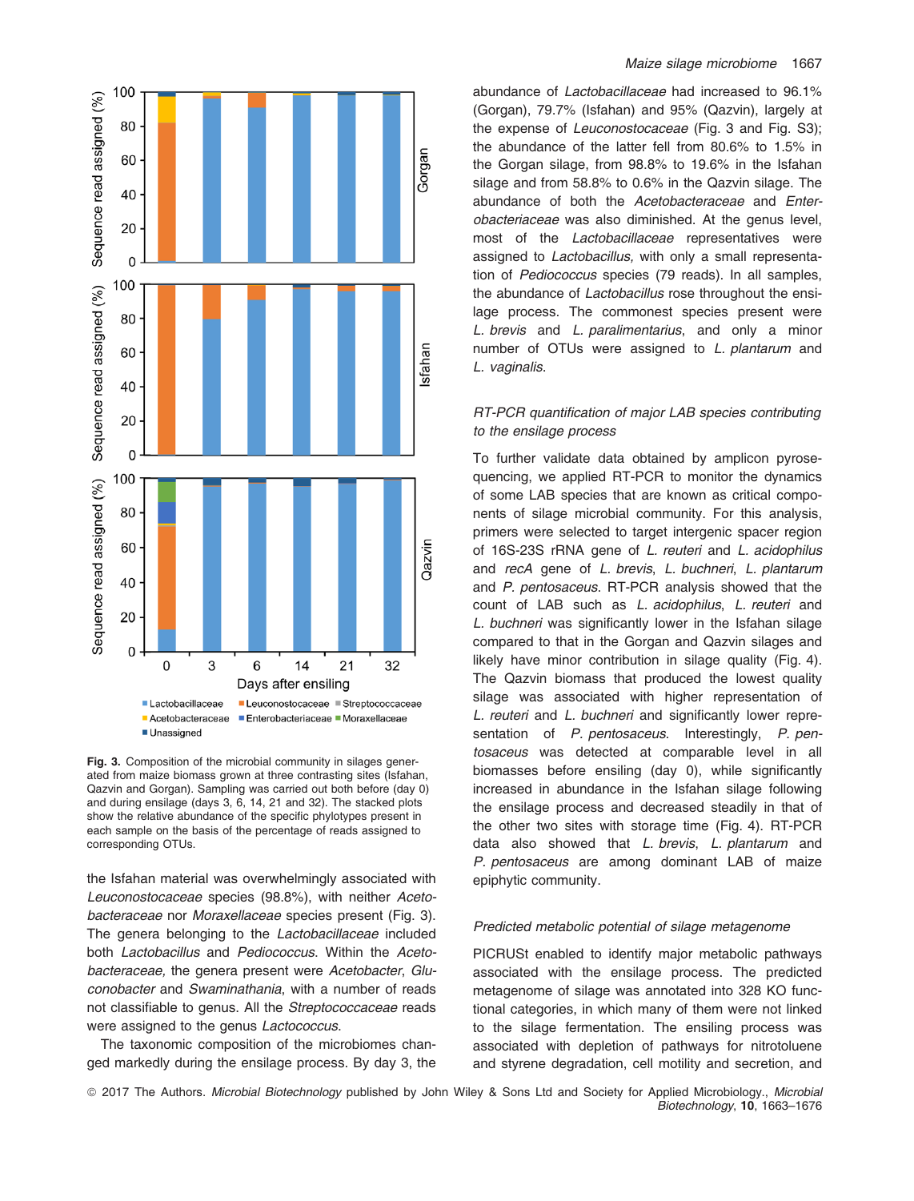Fig. 3. Composition of the microbial community in silages generated from maize biomass grown at three contrasting sites (Isfahan, Qazvin and Gorgan). Sampling was carried out both before (day 0) and during ensilage (days 3, 6, 14, 21 and 32). The stacked plots show the relative abundance of the specific phylotypes present in each sample on the basis of the percentage of reads assigned to corresponding OTUs.

the Isfahan material was overwhelmingly associated with *Leuconostocaceae* species (98.8%), with neither *Acetobacteraceae* nor *Moraxellaceae* species present (Fig. 3). The genera belonging to the *Lactobacillaceae* included both *Lactobacillus* and *Pediococcus*. Within the *Acetobacteraceae,* the genera present were *Acetobacter*, *Gluconobacter* and *Swaminathania*, with a number of reads not classifiable to genus. All the *Streptococcaceae* reads were assigned to the genus *Lactococcus*.

The taxonomic composition of the microbiomes changed markedly during the ensilage process. By day 3, the abundance of *Lactobacillaceae* had increased to 96.1% (Gorgan), 79.7% (Isfahan) and 95% (Qazvin), largely at the expense of *Leuconostocaceae* (Fig. 3 and Fig. S3); the abundance of the latter fell from 80.6% to 1.5% in the Gorgan silage, from 98.8% to 19.6% in the Isfahan silage and from 58.8% to 0.6% in the Qazvin silage. The abundance of both the *Acetobacteraceae* and *Enterobacteriaceae* was also diminished. At the genus level, most of the *Lactobacillaceae* representatives were assigned to *Lactobacillus,* with only a small representation of *Pediococcus* species (79 reads). In all samples, the abundance of *Lactobacillus* rose throughout the ensilage process. The commonest species present were *L. brevis* and *L. paralimentarius*, and only a minor number of OTUs were assigned to *L. plantarum* and *L. vaginalis*.

### *RT-PCR quantification of major LAB species contributing to the ensilage process*

To further validate data obtained by amplicon pyrosequencing, we applied RT-PCR to monitor the dynamics of some LAB species that are known as critical components of silage microbial community. For this analysis, primers were selected to target intergenic spacer region of 16S-23S rRNA gene of *L. reuteri* and *L. acidophilus* and *recA* gene of *L. brevis*, *L. buchneri*, *L. plantarum* and *P. pentosaceus*. RT-PCR analysis showed that the count of LAB such as *L. acidophilus*, *L. reuteri* and *L. buchneri* was significantly lower in the Isfahan silage compared to that in the Gorgan and Qazvin silages and likely have minor contribution in silage quality (Fig. 4). The Qazvin biomass that produced the lowest quality silage was associated with higher representation of *L. reuteri* and *L. buchneri* and significantly lower representation of *P. pentosaceus*. Interestingly, *P. pentosaceus* was detected at comparable level in all biomasses before ensiling (day 0), while significantly increased in abundance in the Isfahan silage following the ensilage process and decreased steadily in that of the other two sites with storage time (Fig. 4). RT-PCR data also showed that *L. brevis*, *L. plantarum* and *P. pentosaceus* are among dominant LAB of maize epiphytic community.

### *Predicted metabolic potential of silage metagenome*

PICRUSt enabled to identify major metabolic pathways associated with the ensilage process. The predicted metagenome of silage was annotated into 328 KO functional categories, in which many of them were not linked to the silage fermentation. The ensiling process was associated with depletion of pathways for nitrotoluene and styrene degradation, cell motility and secretion, and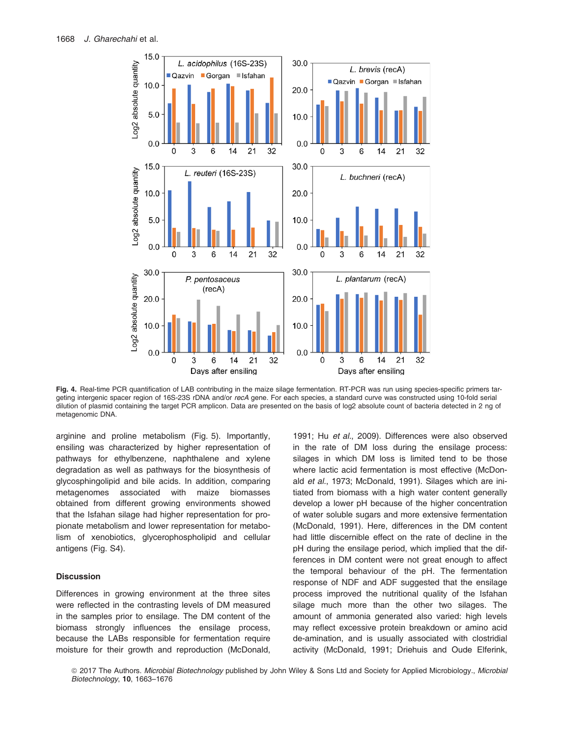**Fig. 4.** Real-time PCR quantification of LAB contributing in the maize silage fermentation. RT-PCR was run using species-specific primers targeting intergenic spacer region of 16S-23S rDNA and/or *recA* gene. For each species, a standard curve was constructed using 10-fold serial dilution of plasmid containing the target PCR amplicon. Data are presented on the basis of log2 absolute count of bacteria detected in 2 ng of metagenomic DNA.

arginine and proline metabolism (Fig. 5). Importantly, ensiling was characterized by higher representation of pathways for ethylbenzene, naphthalene and xylene degradation as well as pathways for the biosynthesis of glycosphingolipid and bile acids. In addition, comparing metagenomes associated with maize biomasses obtained from different growing environments showed that the Isfahan silage had higher representation for propionate metabolism and lower representation for metabolism of xenobiotics, glycerophospholipid and cellular antigens (Fig. S4).

## Discussion

Differences in growing environment at the three sites were reflected in the contrasting levels of DM measured in the samples prior to ensilage. The DM content of the biomass strongly influences the ensilage process, because the LABs responsible for fermentation require moisture for their growth and reproduction (McDonald, 1991; Hu *et al.*, 2009). Differences were also observed in the rate of DM loss during the ensilage process: silages in which DM loss is limited tend to be those where lactic acid fermentation is most effective (McDonald *et al.*, 1973; McDonald, 1991). Silages which are initiated from biomass with a high water content generally develop a lower pH because of the higher concentration of water soluble sugars and more extensive fermentation (McDonald, 1991). Here, differences in the DM content had little discernible effect on the rate of decline in the pH during the ensilage period, which implied that the differences in DM content were not great enough to affect the temporal behaviour of the pH. The fermentation response of NDF and ADF suggested that the ensilage process improved the nutritional quality of the Isfahan silage much more than the other two silages. The amount of ammonia generated also varied: high levels may reflect excessive protein breakdown or amino acid de-amination, and is usually associated with clostridial activity (McDonald, 1991; Driehuis and Oude Elferink,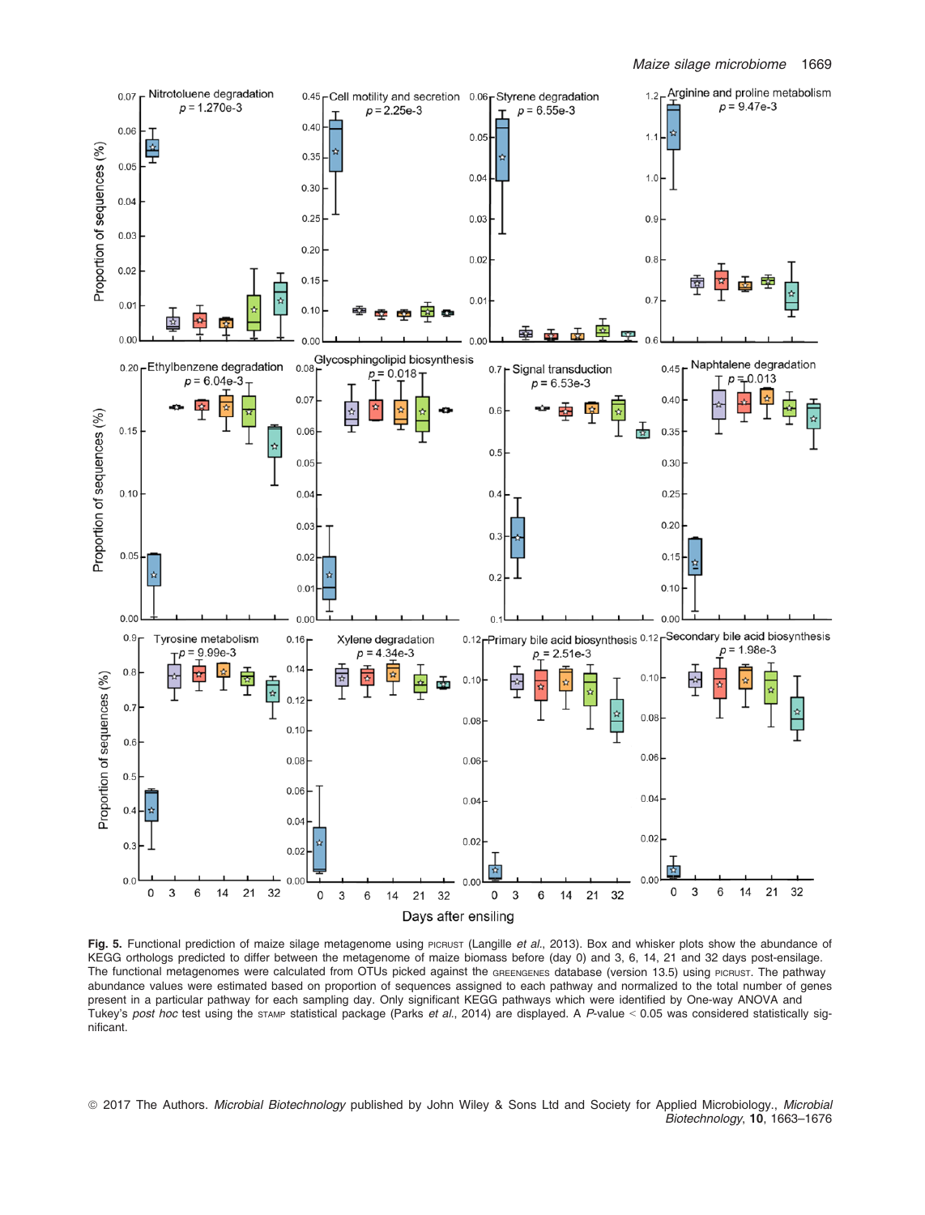Fig. 5. Functional prediction of maize silage metagenome using PICRUST (Langille *et al*., 2013). Box and whisker plots show the abundance of KEGG orthologs predicted to differ between the metagenome of maize biomass before (day 0) and 3, 6, 14, 21 and 32 days post-ensilage. The functional metagenomes were calculated from OTUs picked against the GREENGENES database (version 13.5) using PICRUST. The pathway abundance values were estimated based on proportion of sequences assigned to each pathway and normalized to the total number of genes present in a particular pathway for each sampling day. Only significant KEGG pathways which were identified by One-way ANOVA and Tukey's *post hoc* test using the STAMP statistical package (Parks *et al*., 2014) are displayed. A *P*-value < 0.05 was considered statistically significant.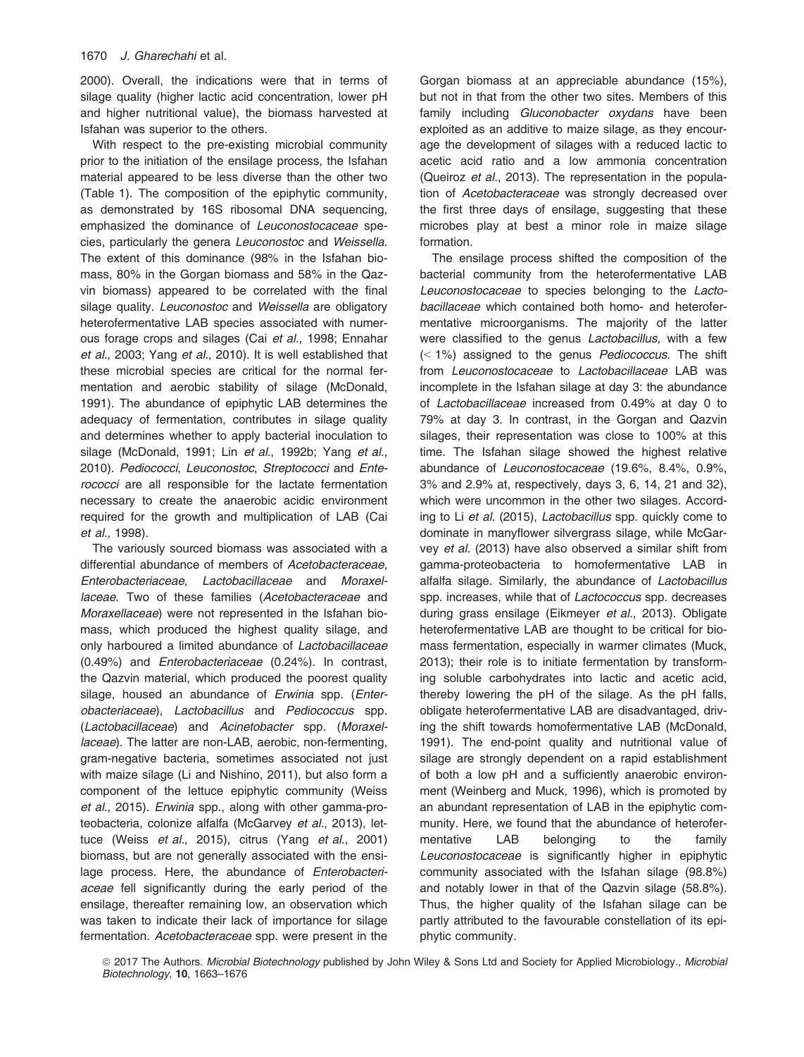2000). Overall, the indications were that in terms of silage quality (higher lactic acid concentration, lower pH and higher nutritional value), the biomass harvested at Isfahan was superior to the others.

With respect to the pre-existing microbial community prior to the initiation of the ensilage process, the Isfahan material appeared to be less diverse than the other two (Table 1). The composition of the epiphytic community, as demonstrated by 16S ribosomal DNA sequencing, emphasized the dominance of *Leuconostocaceae* species, particularly the genera *Leuconostoc* and *Weissella*. The extent of this dominance (98% in the Isfahan biomass, 80% in the Gorgan biomass and 58% in the Qazvin biomass) appeared to be correlated with the final silage quality. *Leuconostoc* and *Weissella* are obligatory heterofermentative LAB species associated with numerous forage crops and silages (Cai *et al*., 1998; Ennahar *et al*., 2003; Yang *et al*., 2010). It is well established that these microbial species are critical for the normal fermentation and aerobic stability of silage (McDonald, 1991). The abundance of epiphytic LAB determines the adequacy of fermentation, contributes in silage quality and determines whether to apply bacterial inoculation to silage (McDonald, 1991; Lin *et al*., 1992b; Yang *et al*., 2010). *Pediococci*, *Leuconostoc*, *Streptococci* and *Enterococci* are all responsible for the lactate fermentation necessary to create the anaerobic acidic environment required for the growth and multiplication of LAB (Cai *et al*., 1998).

The variously sourced biomass was associated with a differential abundance of members of *Acetobacteraceae*, *Enterobacteriaceae*, *Lactobacillaceae* and *Moraxellaceae*. Two of these families (*Acetobacteraceae* and *Moraxellaceae*) were not represented in the Isfahan biomass, which produced the highest quality silage, and only harboured a limited abundance of *Lactobacillaceae* (0.49%) and *Enterobacteriaceae* (0.24%). In contrast, the Qazvin material, which produced the poorest quality silage, housed an abundance of *Erwinia* spp. (*Enterobacteriaceae*), *Lactobacillus* and *Pediococcus* spp. (*Lactobacillaceae*) and *Acinetobacter* spp. (*Moraxellaceae*). The latter are non-LAB, aerobic, non-fermenting, gram-negative bacteria, sometimes associated not just with maize silage (Li and Nishino, 2011), but also form a component of the lettuce epiphytic community (Weiss *et al*., 2015). *Erwinia* spp., along with other gamma-proteobacteria, colonize alfalfa (McGarvey *et al*., 2013), lettuce (Weiss *et al*., 2015), citrus (Yang *et al*., 2001) biomass, but are not generally associated with the ensilage process. Here, the abundance of *Enterobacteriaceae* fell significantly during the early period of the ensilage, thereafter remaining low, an observation which was taken to indicate their lack of importance for silage fermentation. *Acetobacteraceae* spp. were present in the Gorgan biomass at an appreciable abundance (15%), but not in that from the other two sites. Members of this family including *Gluconobacter oxydans* have been exploited as an additive to maize silage, as they encourage the development of silages with a reduced lactic to acetic acid ratio and a low ammonia concentration (Queiroz *et al*., 2013). The representation in the population of *Acetobacteraceae* was strongly decreased over the first three days of ensilage, suggesting that these microbes play at best a minor role in maize silage formation.

The ensilage process shifted the composition of the bacterial community from the heterofermentative LAB *Leuconostocaceae* to species belonging to the *Lactobacillaceae* which contained both homo- and heterofermentative microorganisms. The majority of the latter were classified to the genus *Lactobacillus,* with a few (< 1%) assigned to the genus *Pediococcus*. The shift from *Leuconostocaceae* to *Lactobacillaceae* LAB was incomplete in the Isfahan silage at day 3: the abundance of *Lactobacillaceae* increased from 0.49% at day 0 to 79% at day 3. In contrast, in the Gorgan and Qazvin silages, their representation was close to 100% at this time. The Isfahan silage showed the highest relative abundance of *Leuconostocaceae* (19.6%, 8.4%, 0.9%, 3% and 2.9% at, respectively, days 3, 6, 14, 21 and 32), which were uncommon in the other two silages. According to Li *et al*. (2015), *Lactobacillus* spp. quickly come to dominate in manyflower silvergrass silage, while McGarvey *et al.* (2013) have also observed a similar shift from gamma-proteobacteria to homofermentative LAB in alfalfa silage. Similarly, the abundance of *Lactobacillus* spp. increases, while that of *Lactococcus* spp. decreases during grass ensilage (Eikmeyer *et al*., 2013). Obligate heterofermentative LAB are thought to be critical for biomass fermentation, especially in warmer climates (Muck, 2013); their role is to initiate fermentation by transforming soluble carbohydrates into lactic and acetic acid, thereby lowering the pH of the silage. As the pH falls, obligate heterofermentative LAB are disadvantaged, driving the shift towards homofermentative LAB (McDonald, 1991). The end-point quality and nutritional value of silage are strongly dependent on a rapid establishment of both a low pH and a sufficiently anaerobic environment (Weinberg and Muck, 1996), which is promoted by an abundant representation of LAB in the epiphytic community. Here, we found that the abundance of heterofermentative LAB belonging to the family *Leuconostocaceae* is significantly higher in epiphytic community associated with the Isfahan silage (98.8%) and notably lower in that of the Qazvin silage (58.8%). Thus, the higher quality of the Isfahan silage can be partly attributed to the favourable constellation of its epiphytic community.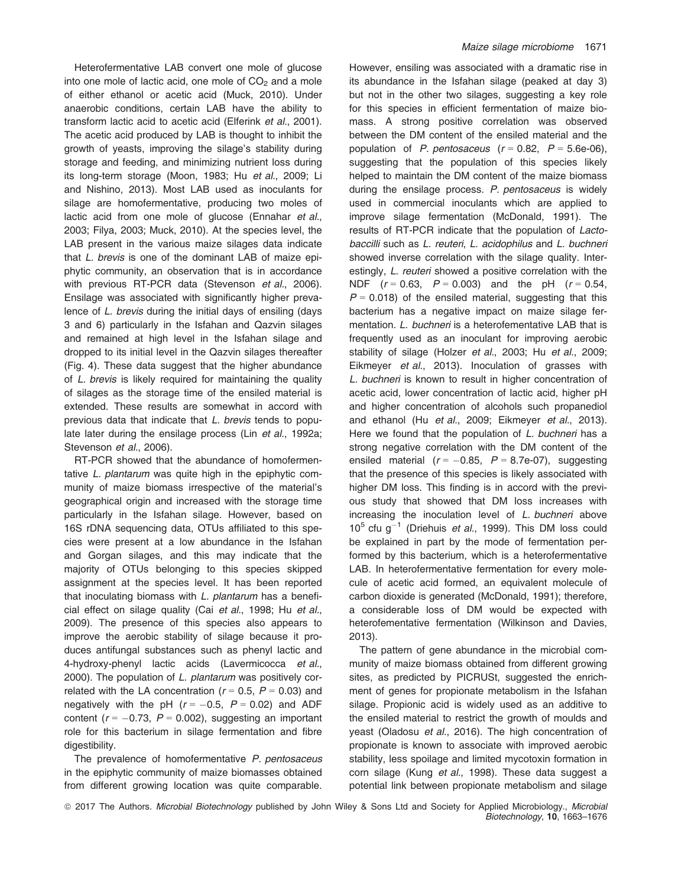Heterofermentative LAB convert one mole of glucose into one mole of lactic acid, one mole of $CO_2$ and a mole of either ethanol or acetic acid (Muck, 2010). Under anaerobic conditions, certain LAB have the ability to transform lactic acid to acetic acid (Elferink *et al*., 2001). The acetic acid produced by LAB is thought to inhibit the growth of yeasts, improving the silage's stability during storage and feeding, and minimizing nutrient loss during its long-term storage (Moon, 1983; Hu *et al*., 2009; Li and Nishino, 2013). Most LAB used as inoculants for silage are homofermentative, producing two moles of lactic acid from one mole of glucose (Ennahar *et al*., 2003; Filya, 2003; Muck, 2010). At the species level, the LAB present in the various maize silages data indicate that *L. brevis* is one of the dominant LAB of maize epiphytic community, an observation that is in accordance with previous RT-PCR data (Stevenson *et al*., 2006). Ensilage was associated with significantly higher prevalence of *L. brevis* during the initial days of ensiling (days 3 and 6) particularly in the Isfahan and Qazvin silages and remained at high level in the Isfahan silage and dropped to its initial level in the Qazvin silages thereafter (Fig. 4). These data suggest that the higher abundance of *L. brevis* is likely required for maintaining the quality of silages as the storage time of the ensiled material is extended. These results are somewhat in accord with previous data that indicate that *L. brevis* tends to populate later during the ensilage process (Lin *et al*., 1992a; Stevenson *et al*., 2006).

RT-PCR showed that the abundance of homofermentative *L. plantarum* was quite high in the epiphytic community of maize biomass irrespective of the material's geographical origin and increased with the storage time particularly in the Isfahan silage. However, based on 16S rDNA sequencing data, OTUs affiliated to this species were present at a low abundance in the Isfahan and Gorgan silages, and this may indicate that the majority of OTUs belonging to this species skipped assignment at the species level. It has been reported that inoculating biomass with *L. plantarum* has a beneficial effect on silage quality (Cai *et al*., 1998; Hu *et al*., 2009). The presence of this species also appears to improve the aerobic stability of silage because it produces antifungal substances such as phenyl lactic and 4-hydroxy-phenyl lactic acids (Lavermicocca *et al*., 2000). The population of *L. plantarum* was positively correlated with the LA concentration ($r = 0.5$, $P = 0.03$) and negatively with the pH ($r = -0.5$, $P = 0.02$) and ADF content ($r = -0.73$, $P = 0.002$), suggesting an important role for this bacterium in silage fermentation and fibre digestibility.

The prevalence of homofermentative *P. pentosaceus* in the epiphytic community of maize biomasses obtained from different growing location was quite comparable. However, ensiling was associated with a dramatic rise in its abundance in the Isfahan silage (peaked at day 3) but not in the other two silages, suggesting a key role for this species in efficient fermentation of maize biomass. A strong positive correlation was observed between the DM content of the ensiled material and the population of *P. pentosaceus* ($r = 0.82$, $P = 5.6\text{e-}06$), suggesting that the population of this species likely helped to maintain the DM content of the maize biomass during the ensilage process. *P. pentosaceus* is widely used in commercial inoculants which are applied to improve silage fermentation (McDonald, 1991). The results of RT-PCR indicate that the population of *Lactobaccilli* such as *L. reuteri*, *L. acidophilus* and *L. buchneri* showed inverse correlation with the silage quality. Interestingly, *L. reuteri* showed a positive correlation with the NDF ($r = 0.63$, $P = 0.003$) and the pH ($r = 0.54$, $P = 0.018$) of the ensiled material, suggesting that this bacterium has a negative impact on maize silage fermentation. *L. buchneri* is a heterofementative LAB that is frequently used as an inoculant for improving aerobic stability of silage (Holzer *et al*., 2003; Hu *et al*., 2009; Eikmeyer *et al*., 2013). Inoculation of grasses with *L. buchneri* is known to result in higher concentration of acetic acid, lower concentration of lactic acid, higher pH and higher concentration of alcohols such propanediol and ethanol (Hu *et al*., 2009; Eikmeyer *et al*., 2013). Here we found that the population of *L. buchneri* has a strong negative correlation with the DM content of the ensiled material ($r = -0.85$, $P = 8.7\text{e-}07$), suggesting that the presence of this species is likely associated with higher DM loss. This finding is in accord with the previous study that showed that DM loss increases with increasing the inoculation level of *L. buchneri* above $10^5$ cfu $g^{-1}$ (Driehuis *et al*., 1999). This DM loss could be explained in part by the mode of fermentation performed by this bacterium, which is a heterofermentative LAB. In heterofermentative fermentation for every molecule of acetic acid formed, an equivalent molecule of carbon dioxide is generated (McDonald, 1991); therefore, a considerable loss of DM would be expected with heterofementative fermentation (Wilkinson and Davies, 2013).

The pattern of gene abundance in the microbial community of maize biomass obtained from different growing sites, as predicted by PICRUSt, suggested the enrichment of genes for propionate metabolism in the Isfahan silage. Propionic acid is widely used as an additive to the ensiled material to restrict the growth of moulds and yeast (Oladosu *et al*., 2016). The high concentration of propionate is known to associate with improved aerobic stability, less spoilage and limited mycotoxin formation in corn silage (Kung *et al*., 1998). These data suggest a potential link between propionate metabolism and silage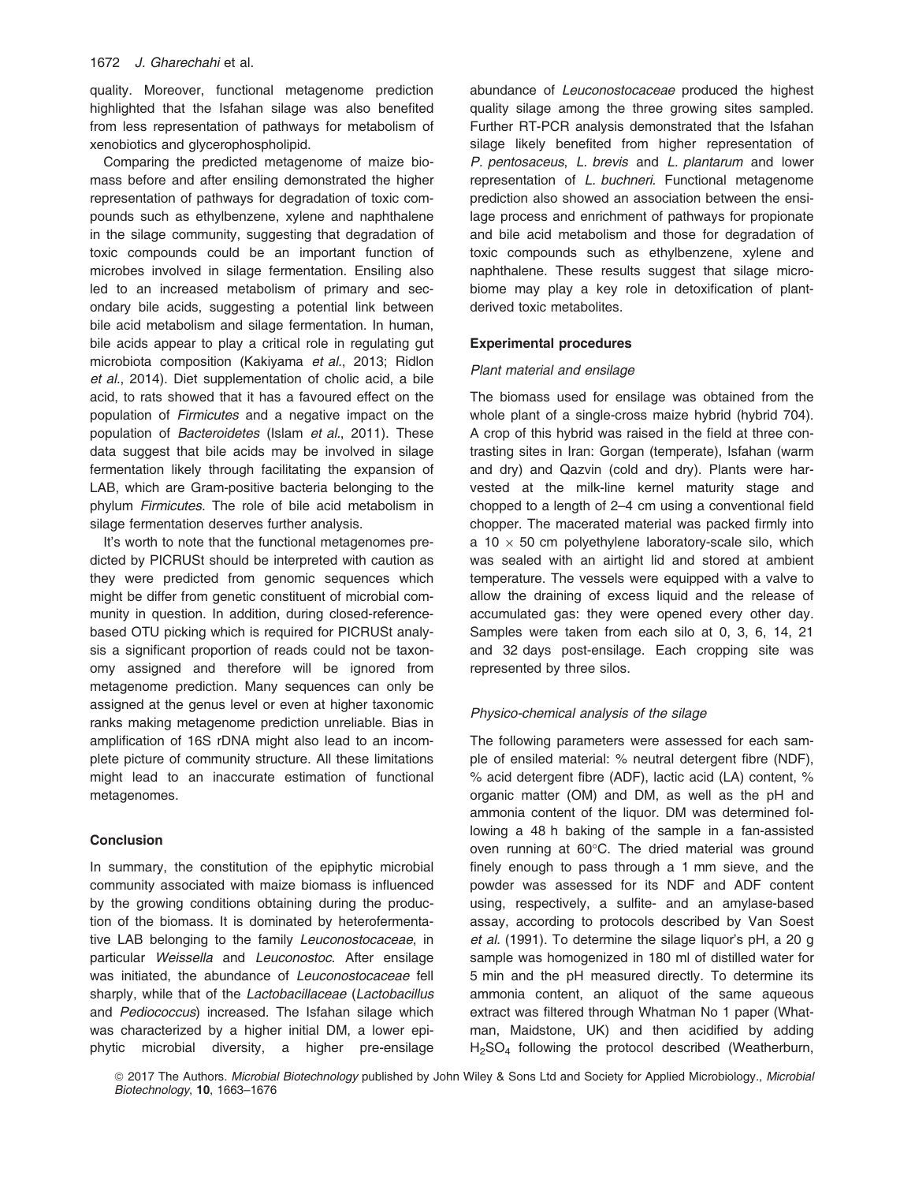quality. Moreover, functional metagenome prediction highlighted that the Isfahan silage was also benefited from less representation of pathways for metabolism of xenobiotics and glycerophospholipid.

Comparing the predicted metagenome of maize biomass before and after ensiling demonstrated the higher representation of pathways for degradation of toxic compounds such as ethylbenzene, xylene and naphthalene in the silage community, suggesting that degradation of toxic compounds could be an important function of microbes involved in silage fermentation. Ensiling also led to an increased metabolism of primary and secondary bile acids, suggesting a potential link between bile acid metabolism and silage fermentation. In human, bile acids appear to play a critical role in regulating gut microbiota composition (Kakiyama *et al.*, 2013; Ridlon *et al.*, 2014). Diet supplementation of cholic acid, a bile acid, to rats showed that it has a favoured effect on the population of *Firmicutes* and a negative impact on the population of *Bacteroidetes* (Islam *et al.*, 2011). These data suggest that bile acids may be involved in silage fermentation likely through facilitating the expansion of LAB, which are Gram-positive bacteria belonging to the phylum *Firmicutes*. The role of bile acid metabolism in silage fermentation deserves further analysis.

It's worth to note that the functional metagenomes predicted by PICRUSt should be interpreted with caution as they were predicted from genomic sequences which might be differ from genetic constituent of microbial community in question. In addition, during closed-reference-based OTU picking which is required for PICRUSt analysis a significant proportion of reads could not be taxonomy assigned and therefore will be ignored from metagenome prediction. Many sequences can only be assigned at the genus level or even at higher taxonomic ranks making metagenome prediction unreliable. Bias in amplification of 16S rDNA might also lead to an incomplete picture of community structure. All these limitations might lead to an inaccurate estimation of functional metagenomes.

## Conclusion

In summary, the constitution of the epiphytic microbial community associated with maize biomass is influenced by the growing conditions obtaining during the production of the biomass. It is dominated by heterofermentative LAB belonging to the family *Leuconostocaceae*, in particular *Weissella* and *Leuconostoc*. After ensilage was initiated, the abundance of *Leuconostocaceae* fell sharply, while that of the *Lactobacillaceae* (*Lactobacillus* and *Pediococcus*) increased. The Isfahan silage which was characterized by a higher initial DM, a lower epiphytic microbial diversity, a higher pre-ensilage abundance of *Leuconostocaceae* produced the highest quality silage among the three growing sites sampled. Further RT-PCR analysis demonstrated that the Isfahan silage likely benefited from higher representation of *P. pentosaceus*, *L. brevis* and *L. plantarum* and lower representation of *L. buchneri*. Functional metagenome prediction also showed an association between the ensilage process and enrichment of pathways for propionate and bile acid metabolism and those for degradation of toxic compounds such as ethylbenzene, xylene and naphthalene. These results suggest that silage microbiome may play a key role in detoxification of plant-derived toxic metabolites.

## Experimental procedures

### Plant material and ensilage

The biomass used for ensilage was obtained from the whole plant of a single-cross maize hybrid (hybrid 704). A crop of this hybrid was raised in the field at three contrasting sites in Iran: Gorgan (temperate), Isfahan (warm and dry) and Qazvin (cold and dry). Plants were harvested at the milk-line kernel maturity stage and chopped to a length of 2–4 cm using a conventional field chopper. The macerated material was packed firmly into a 10 $\times$ 50 cm polyethylene laboratory-scale silo, which was sealed with an airtight lid and stored at ambient temperature. The vessels were equipped with a valve to allow the draining of excess liquid and the release of accumulated gas: they were opened every other day. Samples were taken from each silo at 0, 3, 6, 14, 21 and 32 days post-ensilage. Each cropping site was represented by three silos.

### Physico-chemical analysis of the silage

The following parameters were assessed for each sample of ensiled material: % neutral detergent fibre (NDF), % acid detergent fibre (ADF), lactic acid (LA) content, % organic matter (OM) and DM, as well as the pH and ammonia content of the liquor. DM was determined following a 48 h baking of the sample in a fan-assisted oven running at 60°C. The dried material was ground finely enough to pass through a 1 mm sieve, and the powder was assessed for its NDF and ADF content using, respectively, a sulfite- and an amylase-based assay, according to protocols described by Van Soest *et al.* (1991). To determine the silage liquor's pH, a 20 g sample was homogenized in 180 ml of distilled water for 5 min and the pH measured directly. To determine its ammonia content, an aliquot of the same aqueous extract was filtered through Whatman No 1 paper (Whatman, Maidstone, UK) and then acidified by adding $H_2SO_4$ following the protocol described (Weatherburn,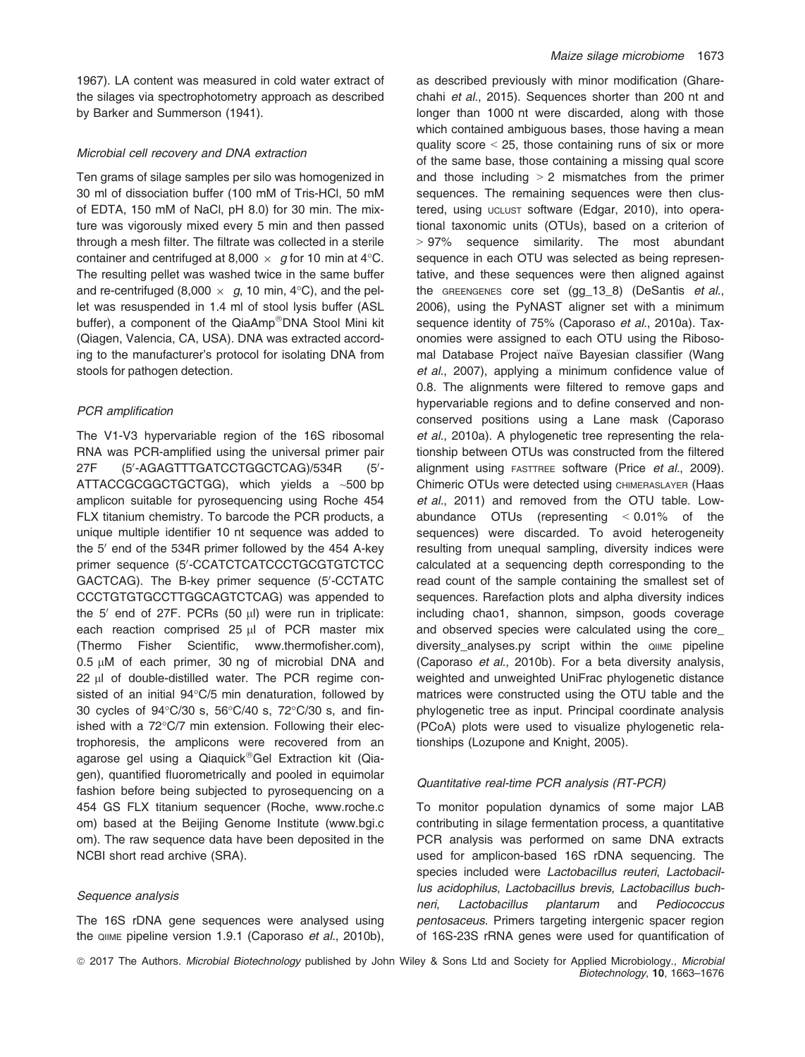1967). LA content was measured in cold water extract of the silages via spectrophotometry approach as described by Barker and Summerson (1941).

### *Microbial cell recovery and DNA extraction*

Ten grams of silage samples per silo was homogenized in 30 ml of dissociation buffer (100 mM of Tris-HCl, 50 mM of EDTA, 150 mM of NaCl, pH 8.0) for 30 min. The mixture was vigorously mixed every 5 min and then passed through a mesh filter. The filtrate was collected in a sterile container and centrifuged at 8,000 × *g* for 10 min at 4°C. The resulting pellet was washed twice in the same buffer and re-centrifuged (8,000 × *g*, 10 min, 4°C), and the pellet was resuspended in 1.4 ml of stool lysis buffer (ASL buffer), a component of the QiaAmp®DNA Stool Mini kit (Qiagen, Valencia, CA, USA). DNA was extracted according to the manufacturer's protocol for isolating DNA from stools for pathogen detection.

### *PCR amplification*

The V1-V3 hypervariable region of the 16S ribosomal RNA was PCR-amplified using the universal primer pair 27F (5′-AGAGTTTGATCCTGGCTCAG)/534R (5′-ATTACCGCGGCTGCTGG), which yields a ~500 bp amplicon suitable for pyrosequencing using Roche 454 FLX titanium chemistry. To barcode the PCR products, a unique multiple identifier 10 nt sequence was added to the 5′ end of the 534R primer followed by the 454 A-key primer sequence (5′-CCATCTCATCCCTGCGTGTCTCC GACTCAG). The B-key primer sequence (5′-CCTATC CCCTGTGTGCCTTGGCAGTCTCAG) was appended to the 5′ end of 27F. PCRs (50 μl) were run in triplicate: each reaction comprised 25 μl of PCR master mix (Thermo Fisher Scientific, www.thermofisher.com), 0.5 μM of each primer, 30 ng of microbial DNA and 22 μl of double-distilled water. The PCR regime consisted of an initial 94°C/5 min denaturation, followed by 30 cycles of 94°C/30 s, 56°C/40 s, 72°C/30 s, and finished with a 72°C/7 min extension. Following their electrophoresis, the amplicons were recovered from an agarose gel using a Qiaquick®Gel Extraction kit (Qiagen), quantified fluorometrically and pooled in equimolar fashion before being subjected to pyrosequencing on a 454 GS FLX titanium sequencer (Roche, www.roche.com) based at the Beijing Genome Institute (www.bgi.com). The raw sequence data have been deposited in the NCBI short read archive (SRA).

### *Sequence analysis*

The 16S rDNA gene sequences were analysed using the QIIME pipeline version 1.9.1 (Caporaso *et al*., 2010b), as described previously with minor modification (Gharechahi *et al*., 2015). Sequences shorter than 200 nt and longer than 1000 nt were discarded, along with those which contained ambiguous bases, those having a mean quality score < 25, those containing runs of six or more of the same base, those containing a missing qual score and those including > 2 mismatches from the primer sequences. The remaining sequences were then clustered, using UCLUST software (Edgar, 2010), into operational taxonomic units (OTUs), based on a criterion of > 97% sequence similarity. The most abundant sequence in each OTU was selected as being representative, and these sequences were then aligned against the GREENGENES core set (gg_13_8) (DeSantis *et al*., 2006), using the PyNAST aligner set with a minimum sequence identity of 75% (Caporaso *et al*., 2010a). Taxonomies were assigned to each OTU using the Ribosomal Database Project naïve Bayesian classifier (Wang *et al*., 2007), applying a minimum confidence value of 0.8. The alignments were filtered to remove gaps and hypervariable regions and to define conserved and nonconserved positions using a Lane mask (Caporaso *et al*., 2010a). A phylogenetic tree representing the relationship between OTUs was constructed from the filtered alignment using FASTTREE software (Price *et al*., 2009). Chimeric OTUs were detected using CHIMERASLAYER (Haas *et al*., 2011) and removed from the OTU table. Low-abundance OTUs (representing < 0.01% of the sequences) were discarded. To avoid heterogeneity resulting from unequal sampling, diversity indices were calculated at a sequencing depth corresponding to the read count of the sample containing the smallest set of sequences. Rarefaction plots and alpha diversity indices including chao1, shannon, simpson, goods coverage and observed species were calculated using the core_diversity_analyses.py script within the QIIME pipeline (Caporaso *et al*., 2010b). For a beta diversity analysis, weighted and unweighted UniFrac phylogenetic distance matrices were constructed using the OTU table and the phylogenetic tree as input. Principal coordinate analysis (PCoA) plots were used to visualize phylogenetic relationships (Lozupone and Knight, 2005).

### *Quantitative real-time PCR analysis (RT-PCR)*

To monitor population dynamics of some major LAB contributing in silage fermentation process, a quantitative PCR analysis was performed on same DNA extracts used for amplicon-based 16S rDNA sequencing. The species included were *Lactobacillus reuteri*, *Lactobacillus acidophilus*, *Lactobacillus brevis*, *Lactobacillus buchneri*, *Lactobacillus plantarum* and *Pediococcus pentosaceus*. Primers targeting intergenic spacer region of 16S-23S rRNA genes were used for quantification of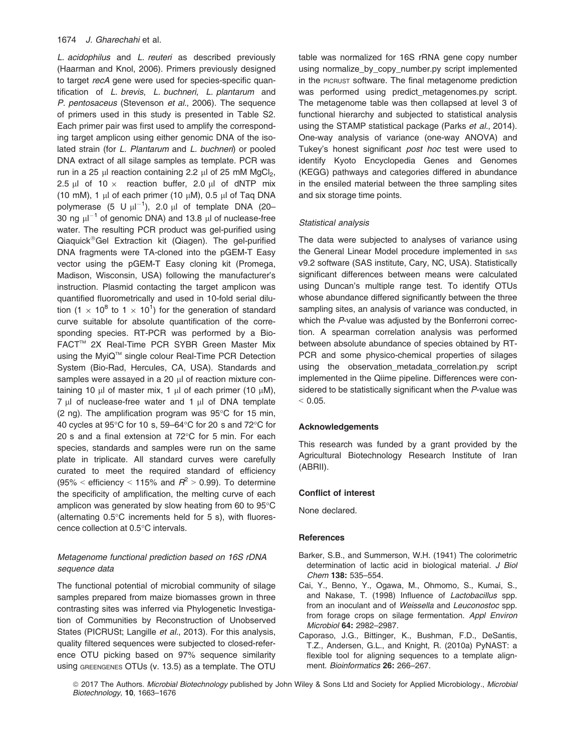*L. acidophilus* and *L. reuteri* as described previously (Haarman and Knol, 2006). Primers previously designed to target *recA* gene were used for species-specific quantification of *L. brevis*, *L. buchneri*, *L. plantarum* and *P. pentosaceus* (Stevenson *et al*., 2006). The sequence of primers used in this study is presented in Table S2. Each primer pair was first used to amplify the corresponding target amplicon using either genomic DNA of the isolated strain (for *L. Plantarum* and *L. buchneri*) or pooled DNA extract of all silage samples as template. PCR was run in a 25 μl reaction containing 2.2 μl of 25 mM $MgCl_2$, 2.5 μl of 10 × reaction buffer, 2.0 μl of dNTP mix (10 mM), 1 μl of each primer (10 μM), 0.5 μl of Taq DNA polymerase (5 U $\mu l^{-1}$), 2.0 μl of template DNA (20–30 ng $\mu l^{-1}$ of genomic DNA) and 13.8 μl of nuclease-free water. The resulting PCR product was gel-purified using Qiaquick®Gel Extraction kit (Qiagen). The gel-purified DNA fragments were TA-cloned into the pGEM-T Easy vector using the pGEM-T Easy cloning kit (Promega, Madison, Wisconsin, USA) following the manufacturer's instruction. Plasmid contacting the target amplicon was quantified fluorometrically and used in 10-fold serial dilution ($1 \times 10^8$ to $1 \times 10^1$) for the generation of standard curve suitable for absolute quantification of the corresponding species. RT-PCR was performed by a Bio-FACT™ 2X Real-Time PCR SYBR Green Master Mix using the MyiQ™ single colour Real-Time PCR Detection System (Bio-Rad, Hercules, CA, USA). Standards and samples were assayed in a 20 μl of reaction mixture containing 10 μl of master mix, 1 μl of each primer (10 μM), 7 μl of nuclease-free water and 1 μl of DNA template (2 ng). The amplification program was 95°C for 15 min, 40 cycles at 95°C for 10 s, 59–64°C for 20 s and 72°C for 20 s and a final extension at 72°C for 5 min. For each species, standards and samples were run on the same plate in triplicate. All standard curves were carefully curated to meet the required standard of efficiency (95% < efficiency < 115% and $R^2 > 0.99$). To determine the specificity of amplification, the melting curve of each amplicon was generated by slow heating from 60 to 95°C (alternating 0.5°C increments held for 5 s), with fluorescence collection at 0.5°C intervals.

### *Metagenome functional prediction based on 16S rDNA sequence data*

The functional potential of microbial community of silage samples prepared from maize biomasses grown in three contrasting sites was inferred via Phylogenetic Investigation of Communities by Reconstruction of Unobserved States (PICRUSt; Langille *et al*., 2013). For this analysis, quality filtered sequences were subjected to closed-reference OTU picking based on 97% sequence similarity using GREENGENES OTUs (v. 13.5) as a template. The OTU table was normalized for 16S rRNA gene copy number using normalize_by_copy_number.py script implemented in the PICRUST software. The final metagenome prediction was performed using predict_metagenomes.py script. The metagenome table was then collapsed at level 3 of functional hierarchy and subjected to statistical analysis using the STAMP statistical package (Parks *et al*., 2014). One-way analysis of variance (one-way ANOVA) and Tukey's honest significant *post hoc* test were used to identify Kyoto Encyclopedia Genes and Genomes (KEGG) pathways and categories differed in abundance in the ensiled material between the three sampling sites and six storage time points.

### *Statistical analysis*

The data were subjected to analyses of variance using the General Linear Model procedure implemented in SAS v9.2 software (SAS institute, Cary, NC, USA). Statistically significant differences between means were calculated using Duncan's multiple range test. To identify OTUs whose abundance differed significantly between the three sampling sites, an analysis of variance was conducted, in which the *P*-value was adjusted by the Bonferroni correction. A spearman correlation analysis was performed between absolute abundance of species obtained by RT-PCR and some physico-chemical properties of silages using the observation_metadata_correlation.py script implemented in the Qiime pipeline. Differences were considered to be statistically significant when the *P*-value was $< 0.05$.

## Acknowledgements

This research was funded by a grant provided by the Agricultural Biotechnology Research Institute of Iran (ABRII).

## Conflict of interest

None declared.

## References

Barker, S.B., and Summerson, W.H. (1941) The colorimetric determination of lactic acid in biological material. *J Biol Chem* **138:** 535–554.

Cai, Y., Benno, Y., Ogawa, M., Ohmomo, S., Kumai, S., and Nakase, T. (1998) Influence of *Lactobacillus* spp. from an inoculant and of *Weissella* and *Leuconostoc* spp. from forage crops on silage fermentation. *Appl Environ Microbiol* **64:** 2982–2987.

Caporaso, J.G., Bittinger, K., Bushman, F.D., DeSantis, T.Z., Andersen, G.L., and Knight, R. (2010a) PyNAST: a flexible tool for aligning sequences to a template alignment. *Bioinformatics* **26:** 266–267.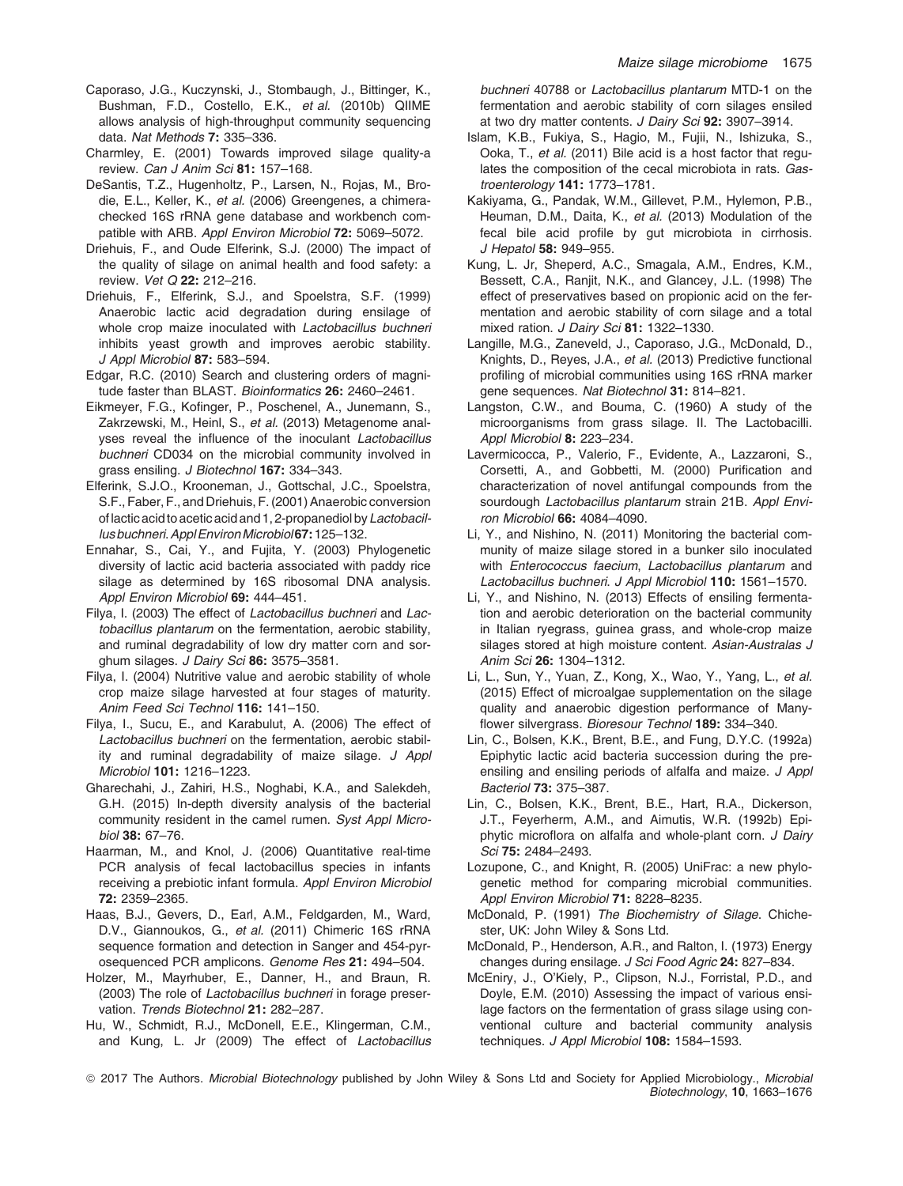Caporaso, J.G., Kuczynski, J., Stombaugh, J., Bittinger, K., Bushman, F.D., Costello, E.K., *et al.* (2010b) QIIME allows analysis of high-throughput community sequencing data. *Nat Methods* **7:** 335–336.

Charmley, E. (2001) Towards improved silage quality-a review. *Can J Anim Sci* **81:** 157–168.

DeSantis, T.Z., Hugenholtz, P., Larsen, N., Rojas, M., Brodie, E.L., Keller, K., *et al.* (2006) Greengenes, a chimera-checked 16S rRNA gene database and workbench compatible with ARB. *Appl Environ Microbiol* **72:** 5069–5072.

Driehuis, F., and Oude Elferink, S.J. (2000) The impact of the quality of silage on animal health and food safety: a review. *Vet Q* **22:** 212–216.

Driehuis, F., Elferink, S.J., and Spoelstra, S.F. (1999) Anaerobic lactic acid degradation during ensilage of whole crop maize inoculated with *Lactobacillus buchneri* inhibits yeast growth and improves aerobic stability. *J Appl Microbiol* **87:** 583–594.

Edgar, R.C. (2010) Search and clustering orders of magnitude faster than BLAST. *Bioinformatics* **26:** 2460–2461.

Eikmeyer, F.G., Kofinger, P., Poschenel, A., Junemann, S., Zakrzewski, M., Heinl, S., *et al.* (2013) Metagenome analyses reveal the influence of the inoculant *Lactobacillus buchneri* CD034 on the microbial community involved in grass ensiling. *J Biotechnol* **167:** 334–343.

Elferink, S.J.O., Krooneman, J., Gottschal, J.C., Spoelstra, S.F., Faber, F., and Driehuis, F. (2001) Anaerobic conversion of lactic acid to acetic acid and 1, 2-propanediol by *Lactobacillus buchneri*. *Appl Environ Microbiol* **67:** 125–132.

Ennahar, S., Cai, Y., and Fujita, Y. (2003) Phylogenetic diversity of lactic acid bacteria associated with paddy rice silage as determined by 16S ribosomal DNA analysis. *Appl Environ Microbiol* **69:** 444–451.

Filya, I. (2003) The effect of *Lactobacillus buchneri* and *Lactobacillus plantarum* on the fermentation, aerobic stability, and ruminal degradability of low dry matter corn and sorghum silages. *J Dairy Sci* **86:** 3575–3581.

Filya, I. (2004) Nutritive value and aerobic stability of whole crop maize silage harvested at four stages of maturity. *Anim Feed Sci Technol* **116:** 141–150.

Filya, I., Sucu, E., and Karabulut, A. (2006) The effect of *Lactobacillus buchneri* on the fermentation, aerobic stability and ruminal degradability of maize silage. *J Appl Microbiol* **101:** 1216–1223.

Gharechahi, J., Zahiri, H.S., Noghabi, K.A., and Salekdeh, G.H. (2015) In-depth diversity analysis of the bacterial community resident in the camel rumen. *Syst Appl Microbiol* **38:** 67–76.

Haarman, M., and Knol, J. (2006) Quantitative real-time PCR analysis of fecal lactobacillus species in infants receiving a prebiotic infant formula. *Appl Environ Microbiol* **72:** 2359–2365.

Haas, B.J., Gevers, D., Earl, A.M., Feldgarden, M., Ward, D.V., Giannoukos, G., *et al.* (2011) Chimeric 16S rRNA sequence formation and detection in Sanger and 454-pyrosequenced PCR amplicons. *Genome Res* **21:** 494–504.

Holzer, M., Mayrhuber, E., Danner, H., and Braun, R. (2003) The role of *Lactobacillus buchneri* in forage preservation. *Trends Biotechnol* **21:** 282–287.

Hu, W., Schmidt, R.J., McDonell, E.E., Klingerman, C.M., and Kung, L. Jr (2009) The effect of *Lactobacillus buchneri* 40788 or *Lactobacillus plantarum* MTD-1 on the fermentation and aerobic stability of corn silages ensiled at two dry matter contents. *J Dairy Sci* **92:** 3907–3914.

Islam, K.B., Fukiya, S., Hagio, M., Fujii, N., Ishizuka, S., Ooka, T., *et al.* (2011) Bile acid is a host factor that regulates the composition of the cecal microbiota in rats. *Gastroenterology* **141:** 1773–1781.

Kakiyama, G., Pandak, W.M., Gillevet, P.M., Hylemon, P.B., Heuman, D.M., Daita, K., *et al.* (2013) Modulation of the fecal bile acid profile by gut microbiota in cirrhosis. *J Hepatol* **58:** 949–955.

Kung, L. Jr, Sheperd, A.C., Smagala, A.M., Endres, K.M., Bessett, C.A., Ranjit, N.K., and Glancey, J.L. (1998) The effect of preservatives based on propionic acid on the fermentation and aerobic stability of corn silage and a total mixed ration. *J Dairy Sci* **81:** 1322–1330.

Langille, M.G., Zaneveld, J., Caporaso, J.G., McDonald, D., Knights, D., Reyes, J.A., *et al.* (2013) Predictive functional profiling of microbial communities using 16S rRNA marker gene sequences. *Nat Biotechnol* **31:** 814–821.

Langston, C.W., and Bouma, C. (1960) A study of the microorganisms from grass silage. II. The Lactobacilli. *Appl Microbiol* **8:** 223–234.

Lavermicocca, P., Valerio, F., Evidente, A., Lazzaroni, S., Corsetti, A., and Gobbetti, M. (2000) Purification and characterization of novel antifungal compounds from the sourdough *Lactobacillus plantarum* strain 21B. *Appl Environ Microbiol* **66:** 4084–4090.

Li, Y., and Nishino, N. (2011) Monitoring the bacterial community of maize silage stored in a bunker silo inoculated with *Enterococcus faecium*, *Lactobacillus plantarum* and *Lactobacillus buchneri*. *J Appl Microbiol* **110:** 1561–1570.

Li, Y., and Nishino, N. (2013) Effects of ensiling fermentation and aerobic deterioration on the bacterial community in Italian ryegrass, guinea grass, and whole-crop maize silages stored at high moisture content. *Asian-Australas J Anim Sci* **26:** 1304–1312.

Li, L., Sun, Y., Yuan, Z., Kong, X., Wao, Y., Yang, L., *et al.* (2015) Effect of microalgae supplementation on the silage quality and anaerobic digestion performance of Manyflower silvergrass. *Bioresour Technol* **189:** 334–340.

Lin, C., Bolsen, K.K., Brent, B.E., and Fung, D.Y.C. (1992a) Epiphytic lactic acid bacteria succession during the pre-ensiling and ensiling periods of alfalfa and maize. *J Appl Bacteriol* **73:** 375–387.

Lin, C., Bolsen, K.K., Brent, B.E., Hart, R.A., Dickerson, J.T., Feyerherm, A.M., and Aimutis, W.R. (1992b) Epiphytic microflora on alfalfa and whole-plant corn. *J Dairy Sci* **75:** 2484–2493.

Lozupone, C., and Knight, R. (2005) UniFrac: a new phylogenetic method for comparing microbial communities. *Appl Environ Microbiol* **71:** 8228–8235.

McDonald, P. (1991) *The Biochemistry of Silage*. Chichester, UK: John Wiley & Sons Ltd.

McDonald, P., Henderson, A.R., and Ralton, I. (1973) Energy changes during ensilage. *J Sci Food Agric* **24:** 827–834.

McEniry, J., O'Kiely, P., Clipson, N.J., Forristal, P.D., and Doyle, E.M. (2010) Assessing the impact of various ensilage factors on the fermentation of grass silage using conventional culture and bacterial community analysis techniques. *J Appl Microbiol* **108:** 1584–1593.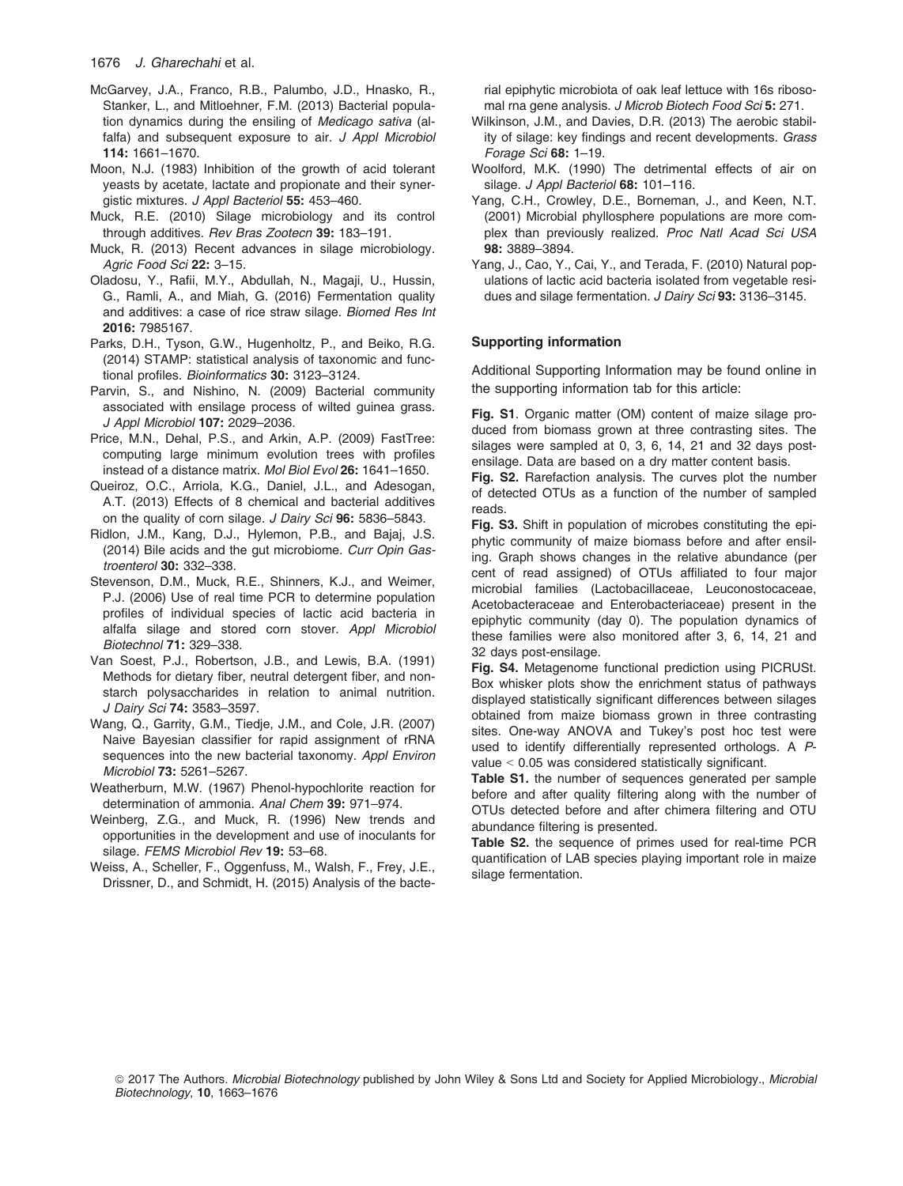McGarvey, J.A., Franco, R.B., Palumbo, J.D., Hnasko, R., Stanker, L., and Mitloehner, F.M. (2013) Bacterial population dynamics during the ensiling of *Medicago sativa* (alfalfa) and subsequent exposure to air. *J Appl Microbiol* **114:** 1661–1670.

Moon, N.J. (1983) Inhibition of the growth of acid tolerant yeasts by acetate, lactate and propionate and their synergistic mixtures. *J Appl Bacteriol* **55:** 453–460.

Muck, R.E. (2010) Silage microbiology and its control through additives. *Rev Bras Zootecn* **39:** 183–191.

Muck, R. (2013) Recent advances in silage microbiology. *Agric Food Sci* **22:** 3–15.

Oladosu, Y., Rafii, M.Y., Abdullah, N., Magaji, U., Hussin, G., Ramli, A., and Miah, G. (2016) Fermentation quality and additives: a case of rice straw silage. *Biomed Res Int* **2016:** 7985167.

Parks, D.H., Tyson, G.W., Hugenholtz, P., and Beiko, R.G. (2014) STAMP: statistical analysis of taxonomic and functional profiles. *Bioinformatics* **30:** 3123–3124.

Parvin, S., and Nishino, N. (2009) Bacterial community associated with ensilage process of wilted guinea grass. *J Appl Microbiol* **107:** 2029–2036.

Price, M.N., Dehal, P.S., and Arkin, A.P. (2009) FastTree: computing large minimum evolution trees with profiles instead of a distance matrix. *Mol Biol Evol* **26:** 1641–1650.

Queiroz, O.C., Arriola, K.G., Daniel, J.L., and Adesogan, A.T. (2013) Effects of 8 chemical and bacterial additives on the quality of corn silage. *J Dairy Sci* **96:** 5836–5843.

Ridlon, J.M., Kang, D.J., Hylemon, P.B., and Bajaj, J.S. (2014) Bile acids and the gut microbiome. *Curr Opin Gastroenterol* **30:** 332–338.

Stevenson, D.M., Muck, R.E., Shinners, K.J., and Weimer, P.J. (2006) Use of real time PCR to determine population profiles of individual species of lactic acid bacteria in alfalfa silage and stored corn stover. *Appl Microbiol Biotechnol* **71:** 329–338.

Van Soest, P.J., Robertson, J.B., and Lewis, B.A. (1991) Methods for dietary fiber, neutral detergent fiber, and nonstarch polysaccharides in relation to animal nutrition. *J Dairy Sci* **74:** 3583–3597.

Wang, Q., Garrity, G.M., Tiedje, J.M., and Cole, J.R. (2007) Naive Bayesian classifier for rapid assignment of rRNA sequences into the new bacterial taxonomy. *Appl Environ Microbiol* **73:** 5261–5267.

Weatherburn, M.W. (1967) Phenol-hypochlorite reaction for determination of ammonia. *Anal Chem* **39:** 971–974.

Weinberg, Z.G., and Muck, R. (1996) New trends and opportunities in the development and use of inoculants for silage. *FEMS Microbiol Rev* **19:** 53–68.

Weiss, A., Scheller, F., Oggenfuss, M., Walsh, F., Frey, J.E., Drissner, D., and Schmidt, H. (2015) Analysis of the bacterial epiphytic microbiota of oak leaf lettuce with 16s ribosomal rna gene analysis. *J Microb Biotech Food Sci* **5:** 271.

Wilkinson, J.M., and Davies, D.R. (2013) The aerobic stability of silage: key findings and recent developments. *Grass Forage Sci* **68:** 1–19.

Woolford, M.K. (1990) The detrimental effects of air on silage. *J Appl Bacteriol* **68:** 101–116.

Yang, C.H., Crowley, D.E., Borneman, J., and Keen, N.T. (2001) Microbial phyllosphere populations are more complex than previously realized. *Proc Natl Acad Sci USA* **98:** 3889–3894.

Yang, J., Cao, Y., Cai, Y., and Terada, F. (2010) Natural populations of lactic acid bacteria isolated from vegetable residues and silage fermentation. *J Dairy Sci* **93:** 3136–3145.

### Supporting information

Additional Supporting Information may be found online in the supporting information tab for this article:

**Fig. S1**. Organic matter (OM) content of maize silage produced from biomass grown at three contrasting sites. The silages were sampled at 0, 3, 6, 14, 21 and 32 days post-ensilage. Data are based on a dry matter content basis.

**Fig. S2.** Rarefaction analysis. The curves plot the number of detected OTUs as a function of the number of sampled reads.

**Fig. S3.** Shift in population of microbes constituting the epiphytic community of maize biomass before and after ensiling. Graph shows changes in the relative abundance (per cent of read assigned) of OTUs affiliated to four major microbial families (Lactobacillaceae, Leuconostocaceae, Acetobacteraceae and Enterobacteriaceae) present in the epiphytic community (day 0). The population dynamics of these families were also monitored after 3, 6, 14, 21 and 32 days post-ensilage.

**Fig. S4.** Metagenome functional prediction using PICRUSt. Box whisker plots show the enrichment status of pathways displayed statistically significant differences between silages obtained from maize biomass grown in three contrasting sites. One-way ANOVA and Tukey's post hoc test were used to identify differentially represented orthologs. A $P$-value $< 0.05$ was considered statistically significant.

**Table S1.** the number of sequences generated per sample before and after quality filtering along with the number of OTUs detected before and after chimera filtering and OTU abundance filtering is presented.

**Table S2.** the sequence of primes used for real-time PCR quantification of LAB species playing important role in maize silage fermentation.